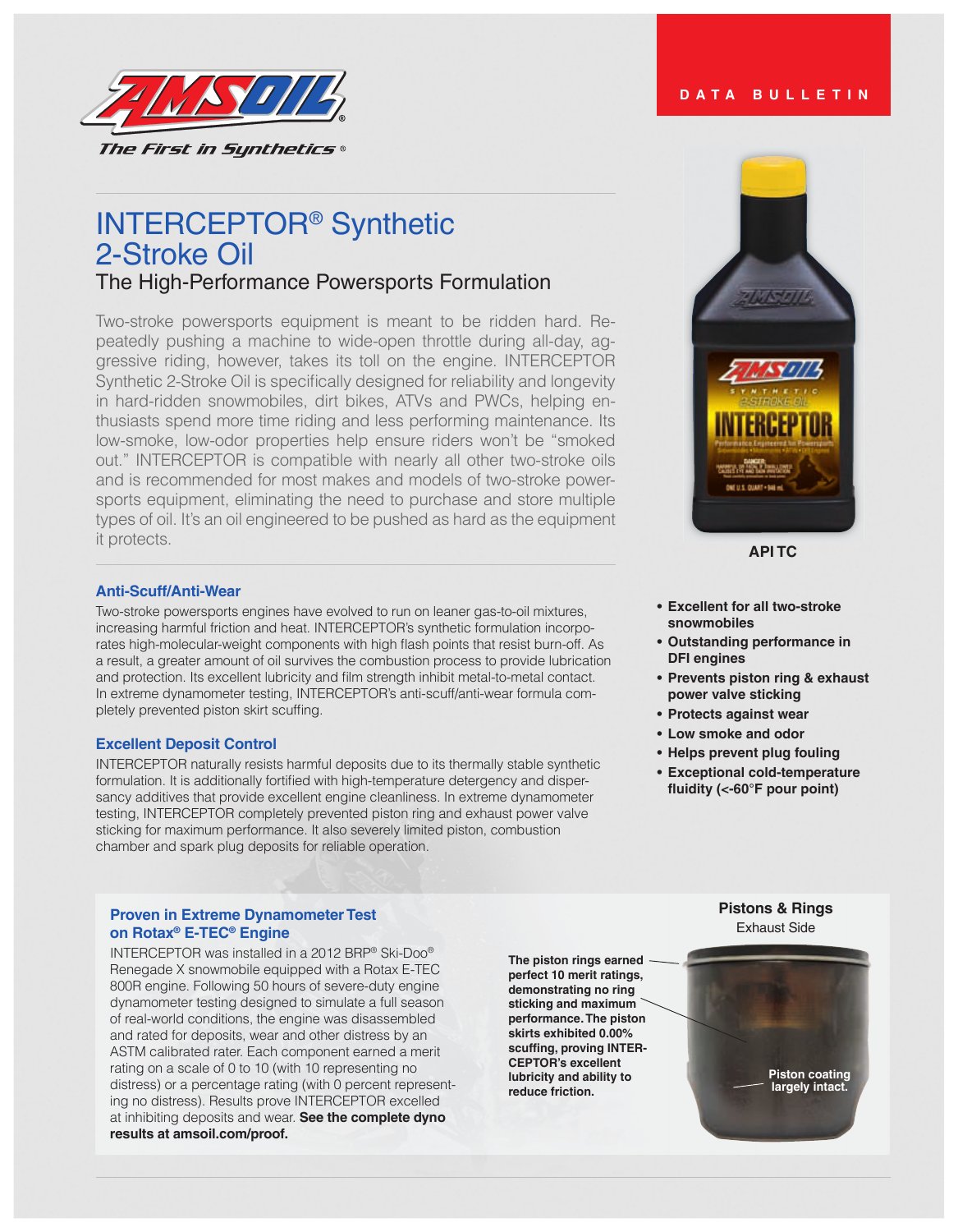AMSOIL

*The First in Synthetics®*

DATA BULLETIN

# INTERCEPTOR® Synthetic 2-Stroke Oil

## The High-Performance Powersports Formulation

Two-stroke powersports equipment is meant to be ridden hard. Repeatedly pushing a machine to wide-open throttle during all-day, aggressive riding, however, takes its toll on the engine. INTERCEPTOR Synthetic 2-Stroke Oil is specifically designed for reliability and longevity in hard-ridden snowmobiles, dirt bikes, ATVs and PWCs, helping enthusiasts spend more time riding and less performing maintenance. Its low-smoke, low-odor properties help ensure riders won't be "smoked out." INTERCEPTOR is compatible with nearly all other two-stroke oils and is recommended for most makes and models of two-stroke powersports equipment, eliminating the need to purchase and store multiple types of oil. It's an oil engineered to be pushed as hard as the equipment it protects.

**API TC**

- **Excellent for all two-stroke snowmobiles**
- **Outstanding performance in DFI engines**
- **Prevents piston ring & exhaust power valve sticking**
- **Protects against wear**
- **Low smoke and odor**
- **Helps prevent plug fouling**
- **Exceptional cold-temperature fluidity (<-60°F pour point)**

### Anti-Scuff/Anti-Wear

Two-stroke powersports engines have evolved to run on leaner gas-to-oil mixtures, increasing harmful friction and heat. INTERCEPTOR's synthetic formulation incorporates high-molecular-weight components with high flash points that resist burn-off. As a result, a greater amount of oil survives the combustion process to provide lubrication and protection. Its excellent lubricity and film strength inhibit metal-to-metal contact. In extreme dynamometer testing, INTERCEPTOR's anti-scuff/anti-wear formula completely prevented piston skirt scuffing.

### Excellent Deposit Control

INTERCEPTOR naturally resists harmful deposits due to its thermally stable synthetic formulation. It is additionally fortified with high-temperature detergency and dispersancy additives that provide excellent engine cleanliness. In extreme dynamometer testing, INTERCEPTOR completely prevented piston ring and exhaust power valve sticking for maximum performance. It also severely limited piston, combustion chamber and spark plug deposits for reliable operation.

### Proven in Extreme Dynamometer Test on Rotax® E-TEC® Engine

INTERCEPTOR was installed in a 2012 BRP® Ski-Doo® Renegade X snowmobile equipped with a Rotax E-TEC 800R engine. Following 50 hours of severe-duty engine dynamometer testing designed to simulate a full season of real-world conditions, the engine was disassembled and rated for deposits, wear and other distress by an ASTM calibrated rater. Each component earned a merit rating on a scale of 0 to 10 (with 10 representing no distress) or a percentage rating (with 0 percent representing no distress). Results prove INTERCEPTOR excelled at inhibiting deposits and wear. **See the complete dyno results at amsoil.com/proof.**

**Pistons & Rings**

Exhaust Side

**The piston rings earned perfect 10 merit ratings, demonstrating no ring sticking and maximum performance. The piston skirts exhibited 0.00% scuffing, proving INTERCEPTOR's excellent lubricity and ability to reduce friction.**

**Piston coating largely intact.**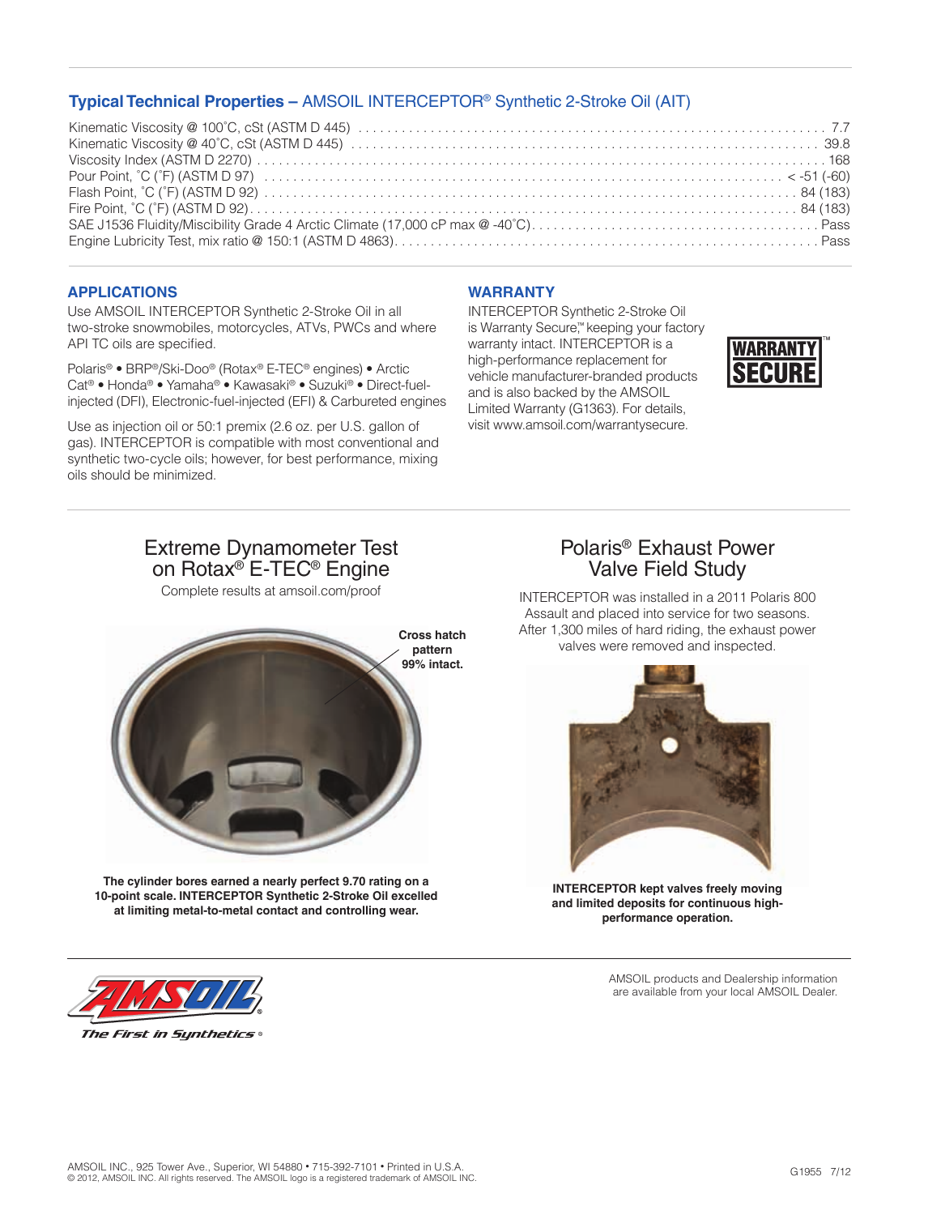## Typical Technical Properties – AMSOIL INTERCEPTOR® Synthetic 2-Stroke Oil (AIT)

| | |
|---|---|
| Kinematic Viscosity @ 100˚C, cSt (ASTM D 445) | 7.7 |
| Kinematic Viscosity @ 40˚C, cSt (ASTM D 445) | 39.8 |
| Viscosity Index (ASTM D 2270) | 168 |
| Pour Point, ˚C (˚F) (ASTM D 97) | < -51 (-60) |
| Flash Point, ˚C (˚F) (ASTM D 92) | 84 (183) |
| Fire Point, ˚C (˚F) (ASTM D 92) | 84 (183) |
| SAE J1536 Fluidity/Miscibility Grade 4 Arctic Climate (17,000 cP max @ -40˚C) | Pass |
| Engine Lubricity Test, mix ratio @ 150:1 (ASTM D 4863) | Pass |

### APPLICATIONS

Use AMSOIL INTERCEPTOR Synthetic 2-Stroke Oil in all two-stroke snowmobiles, motorcycles, ATVs, PWCs and where API TC oils are specified.

Polaris® • BRP®/Ski-Doo® (Rotax® E-TEC® engines) • Arctic Cat® • Honda® • Yamaha® • Kawasaki® • Suzuki® • Direct-fuel-injected (DFI), Electronic-fuel-injected (EFI) & Carbureted engines

Use as injection oil or 50:1 premix (2.6 oz. per U.S. gallon of gas). INTERCEPTOR is compatible with most conventional and synthetic two-cycle oils; however, for best performance, mixing oils should be minimized.

### WARRANTY

INTERCEPTOR Synthetic 2-Stroke Oil is Warranty Secure,™ keeping your factory warranty intact. INTERCEPTOR is a high-performance replacement for vehicle manufacturer-branded products and is also backed by the AMSOIL Limited Warranty (G1363). For details, visit www.amsoil.com/warrantysecure.

WARRANTY SECURE™

## Extreme Dynamometer Test on Rotax® E-TEC® Engine

Complete results at amsoil.com/proof

Cross hatch pattern 99% intact.

**The cylinder bores earned a nearly perfect 9.70 rating on a 10-point scale. INTERCEPTOR Synthetic 2-Stroke Oil excelled at limiting metal-to-metal contact and controlling wear.**

## Polaris® Exhaust Power Valve Field Study

INTERCEPTOR was installed in a 2011 Polaris 800 Assault and placed into service for two seasons. After 1,300 miles of hard riding, the exhaust power valves were removed and inspected.

**INTERCEPTOR kept valves freely moving and limited deposits for continuous high-performance operation.**

AMSOIL *The First in Synthetics*®

AMSOIL products and Dealership information are available from your local AMSOIL Dealer.

AMSOIL INC., 925 Tower Ave., Superior, WI 54880 • 715-392-7101 • Printed in U.S.A.
© 2012, AMSOIL INC. All rights reserved. The AMSOIL logo is a registered trademark of AMSOIL INC.

G1955 7/12